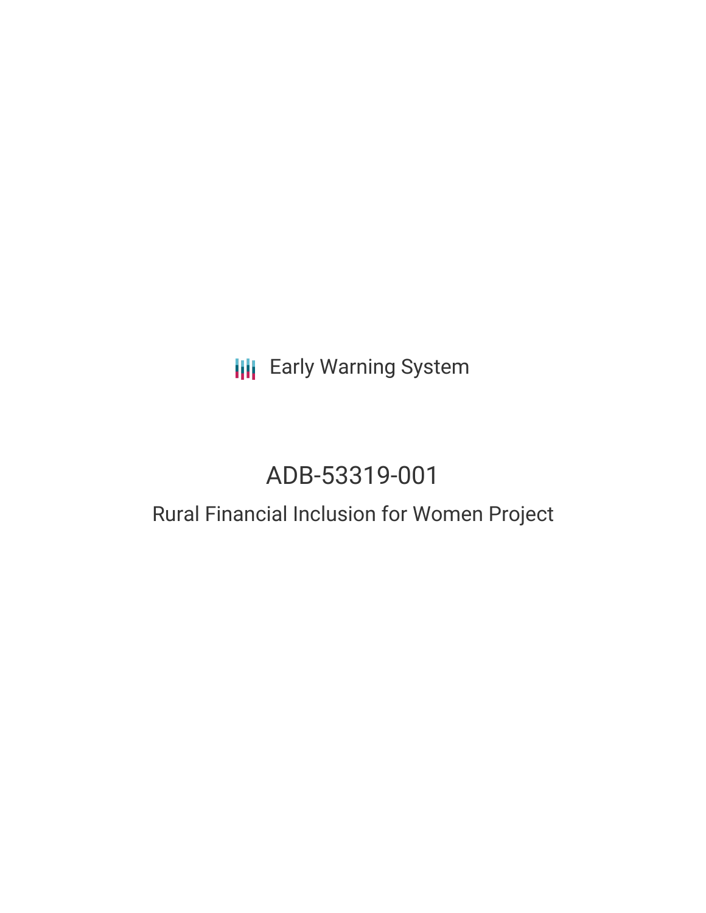Early Warning System

# ADB-53319-001

## Rural Financial Inclusion for Women Project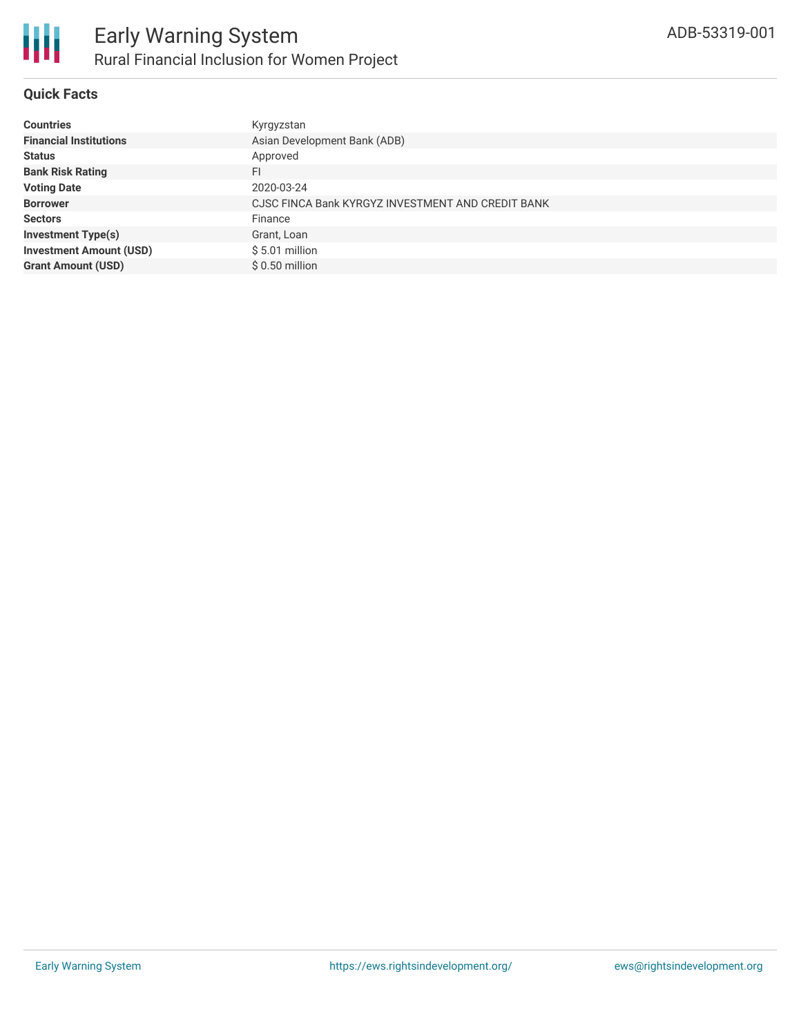# Early Warning System

## Rural Financial Inclusion for Women Project

ADB-53319-001

### Quick Facts

| | |
|---|---|
| **Countries** | Kyrgyzstan |
| **Financial Institutions** | Asian Development Bank (ADB) |
| **Status** | Approved |
| **Bank Risk Rating** | FI |
| **Voting Date** | 2020-03-24 |
| **Borrower** | CJSC FINCA Bank KYRGYZ INVESTMENT AND CREDIT BANK |
| **Sectors** | Finance |
| **Investment Type(s)** | Grant, Loan |
| **Investment Amount (USD)** | $ 5.01 million |
| **Grant Amount (USD)** | $ 0.50 million |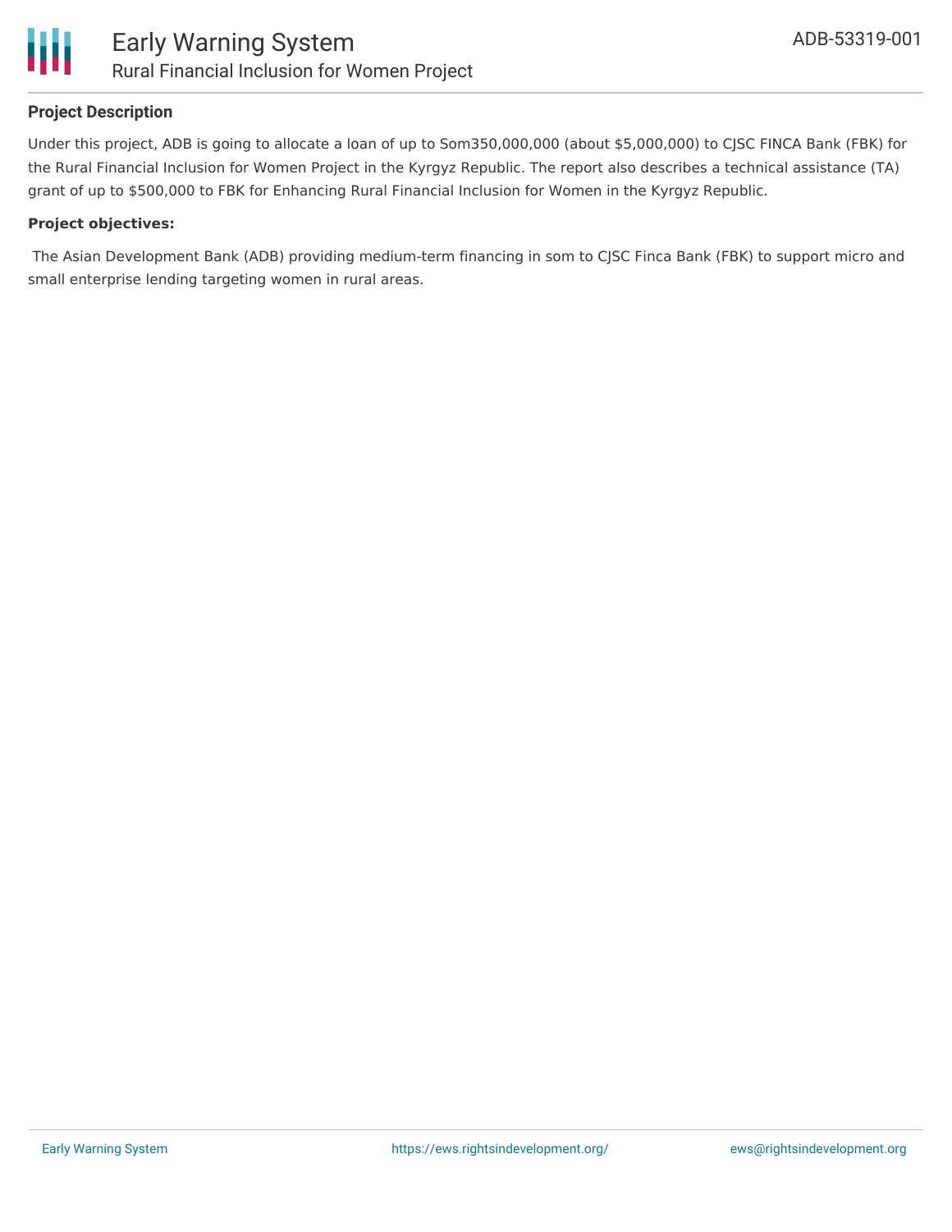## Project Description

Under this project, ADB is going to allocate a loan of up to Som350,000,000 (about $5,000,000) to CJSC FINCA Bank (FBK) for the Rural Financial Inclusion for Women Project in the Kyrgyz Republic. The report also describes a technical assistance (TA) grant of up to $500,000 to FBK for Enhancing Rural Financial Inclusion for Women in the Kyrgyz Republic.

**Project objectives:**

The Asian Development Bank (ADB) providing medium-term financing in som to CJSC Finca Bank (FBK) to support micro and small enterprise lending targeting women in rural areas.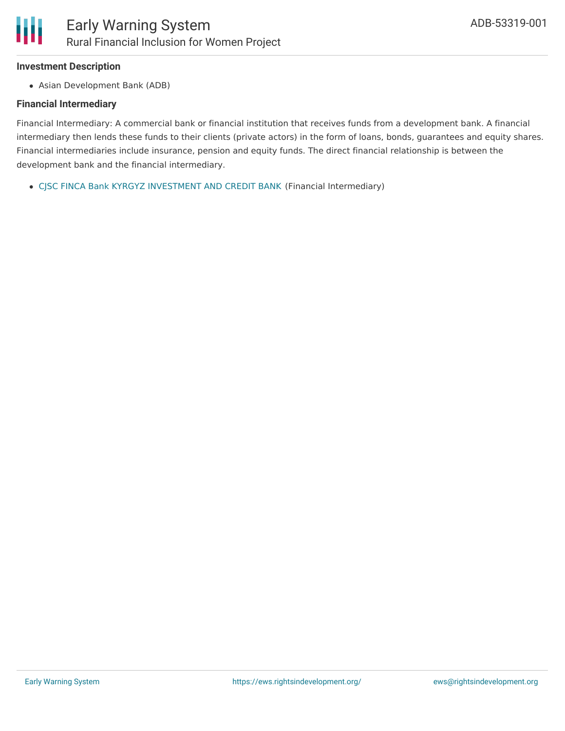### Investment Description

- Asian Development Bank (ADB)

### Financial Intermediary

Financial Intermediary: A commercial bank or financial institution that receives funds from a development bank. A financial intermediary then lends these funds to their clients (private actors) in the form of loans, bonds, guarantees and equity shares. Financial intermediaries include insurance, pension and equity funds. The direct financial relationship is between the development bank and the financial intermediary.

- CJSC FINCA Bank KYRGYZ INVESTMENT AND CREDIT BANK (Financial Intermediary)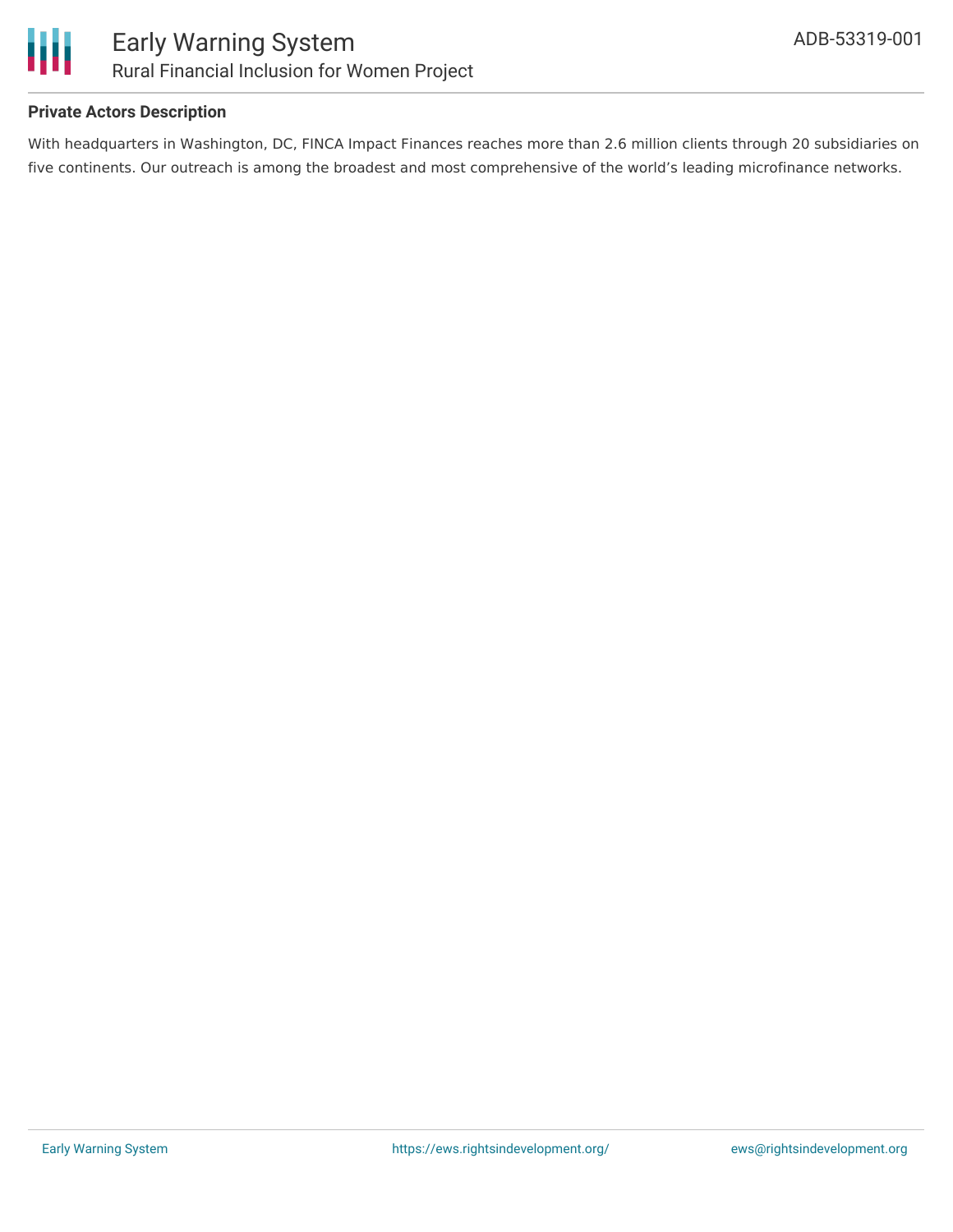### Private Actors Description

With headquarters in Washington, DC, FINCA Impact Finances reaches more than 2.6 million clients through 20 subsidiaries on five continents. Our outreach is among the broadest and most comprehensive of the world's leading microfinance networks.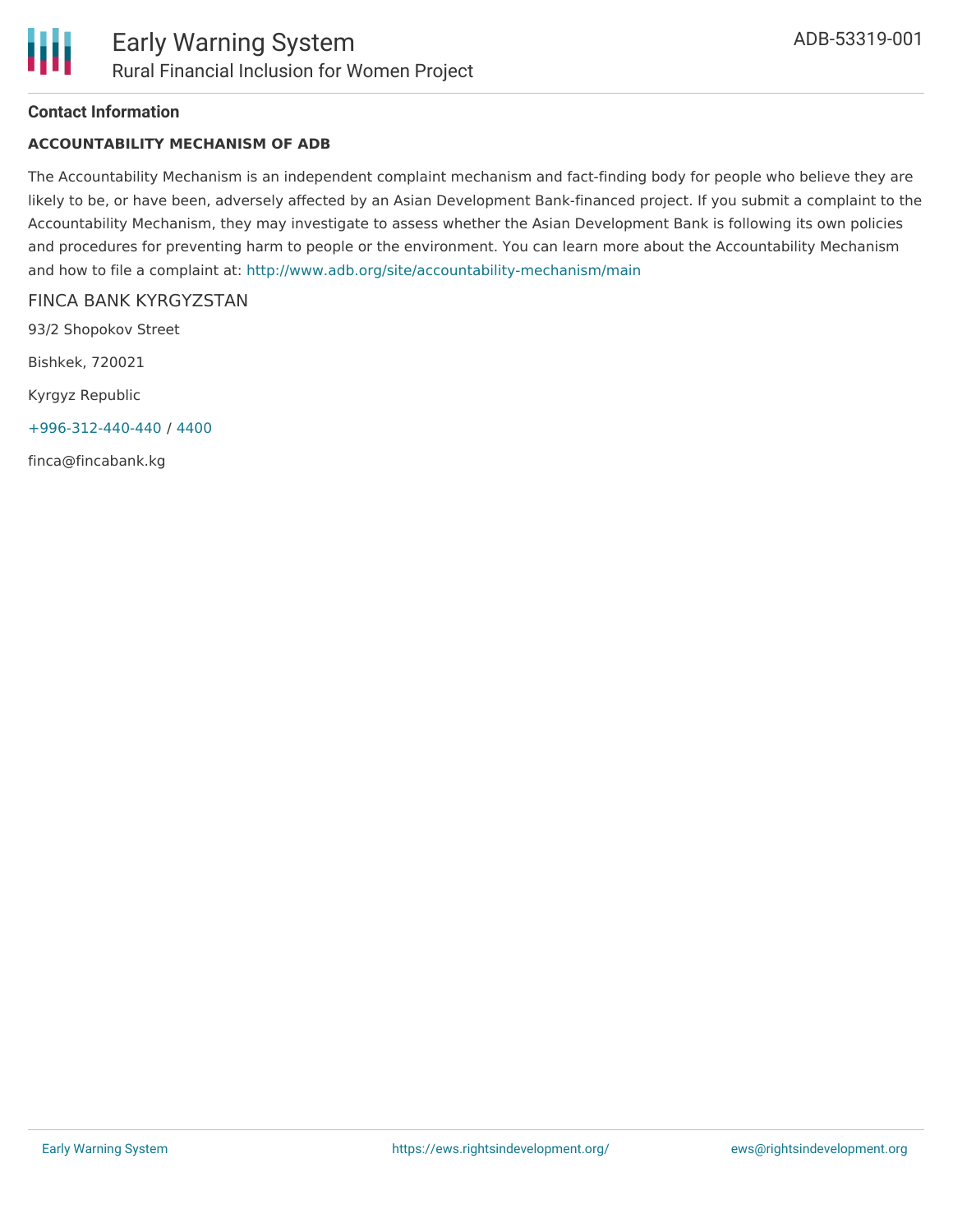## Contact Information

**ACCOUNTABILITY MECHANISM OF ADB**

The Accountability Mechanism is an independent complaint mechanism and fact-finding body for people who believe they are likely to be, or have been, adversely affected by an Asian Development Bank-financed project. If you submit a complaint to the Accountability Mechanism, they may investigate to assess whether the Asian Development Bank is following its own policies and procedures for preventing harm to people or the environment. You can learn more about the Accountability Mechanism and how to file a complaint at: http://www.adb.org/site/accountability-mechanism/main

### FINCA BANK KYRGYZSTAN

93/2 Shopokov Street

Bishkek, 720021

Kyrgyz Republic

+996-312-440-440 / 4400

finca@fincabank.kg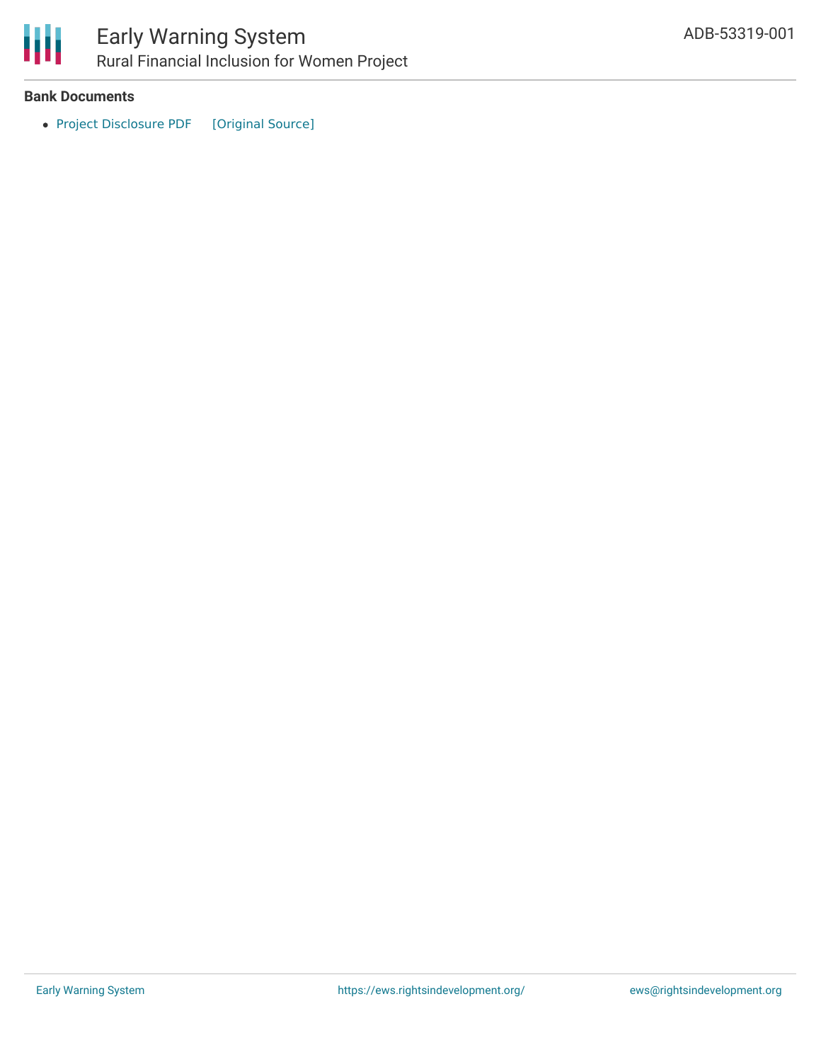**Bank Documents**

- Project Disclosure PDF [Original Source]